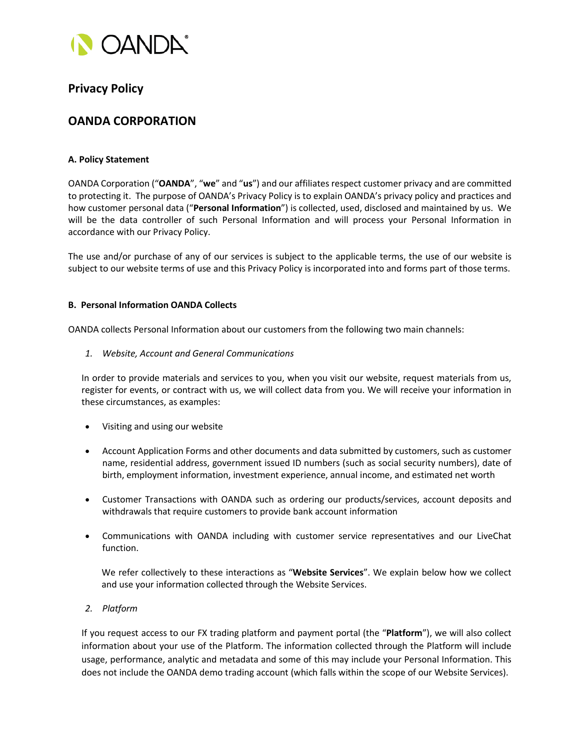# Privacy Policy

## OANDA CORPORATION

### A. Policy Statement

OANDA Corporation ("**OANDA**", "**we**" and "**us**") and our affiliates respect customer privacy and are committed to protecting it. The purpose of OANDA's Privacy Policy is to explain OANDA's privacy policy and practices and how customer personal data ("**Personal Information**") is collected, used, disclosed and maintained by us. We will be the data controller of such Personal Information and will process your Personal Information in accordance with our Privacy Policy.

The use and/or purchase of any of our services is subject to the applicable terms, the use of our website is subject to our website terms of use and this Privacy Policy is incorporated into and forms part of those terms.

### B. Personal Information OANDA Collects

OANDA collects Personal Information about our customers from the following two main channels:

1. *Website, Account and General Communications*

In order to provide materials and services to you, when you visit our website, request materials from us, register for events, or contract with us, we will collect data from you. We will receive your information in these circumstances, as examples:

- Visiting and using our website
- Account Application Forms and other documents and data submitted by customers, such as customer name, residential address, government issued ID numbers (such as social security numbers), date of birth, employment information, investment experience, annual income, and estimated net worth
- Customer Transactions with OANDA such as ordering our products/services, account deposits and withdrawals that require customers to provide bank account information
- Communications with OANDA including with customer service representatives and our LiveChat function.

We refer collectively to these interactions as "**Website Services**". We explain below how we collect and use your information collected through the Website Services.

2. *Platform*

If you request access to our FX trading platform and payment portal (the "**Platform**"), we will also collect information about your use of the Platform. The information collected through the Platform will include usage, performance, analytic and metadata and some of this may include your Personal Information. This does not include the OANDA demo trading account (which falls within the scope of our Website Services).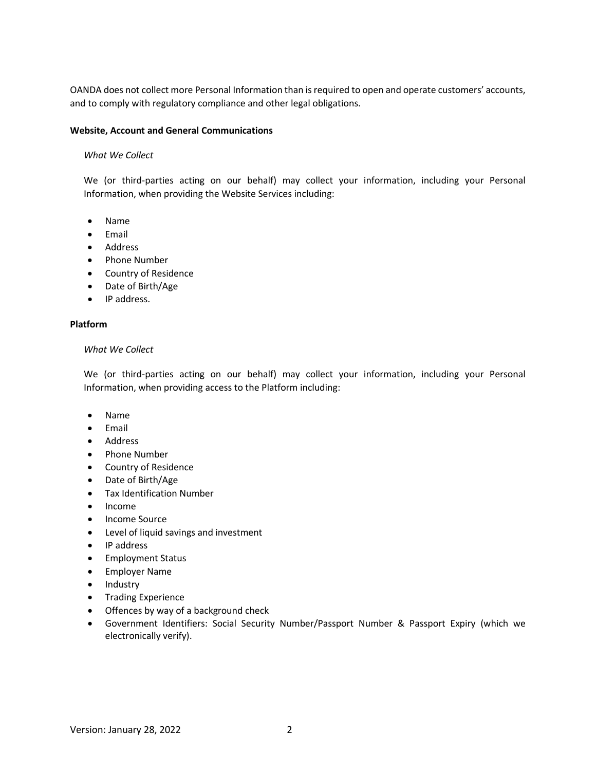OANDA does not collect more Personal Information than is required to open and operate customers' accounts, and to comply with regulatory compliance and other legal obligations.

**Website, Account and General Communications**

*What We Collect*

We (or third-parties acting on our behalf) may collect your information, including your Personal Information, when providing the Website Services including:

- Name
- Email
- Address
- Phone Number
- Country of Residence
- Date of Birth/Age
- IP address.

**Platform**

*What We Collect*

We (or third-parties acting on our behalf) may collect your information, including your Personal Information, when providing access to the Platform including:

- Name
- Email
- Address
- Phone Number
- Country of Residence
- Date of Birth/Age
- Tax Identification Number
- Income
- Income Source
- Level of liquid savings and investment
- IP address
- Employment Status
- Employer Name
- Industry
- Trading Experience
- Offences by way of a background check
- Government Identifiers: Social Security Number/Passport Number & Passport Expiry (which we electronically verify).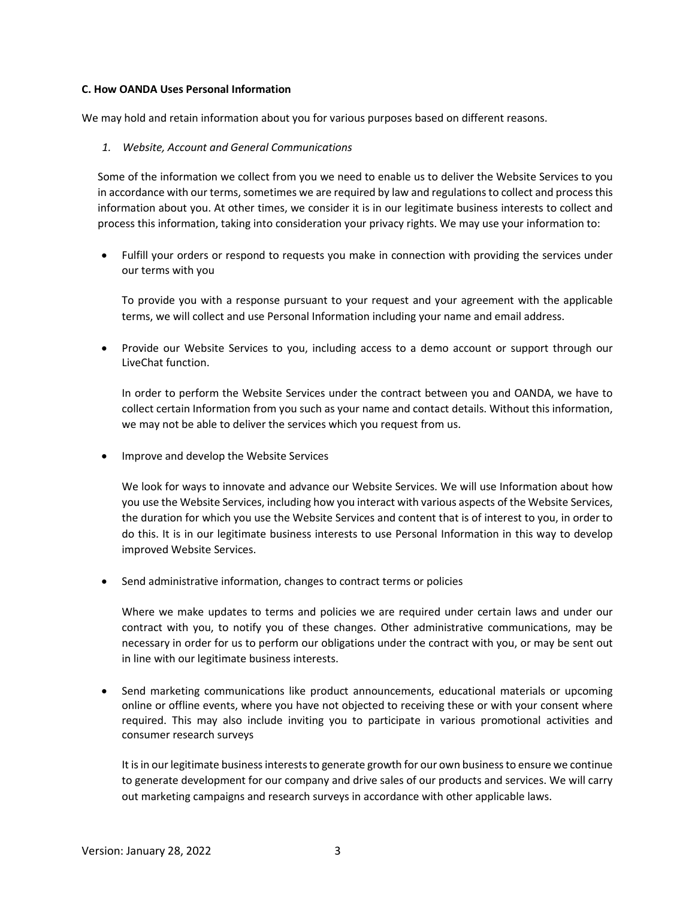**C. How OANDA Uses Personal Information**

We may hold and retain information about you for various purposes based on different reasons.

1. *Website, Account and General Communications*

Some of the information we collect from you we need to enable us to deliver the Website Services to you in accordance with our terms, sometimes we are required by law and regulations to collect and process this information about you. At other times, we consider it is in our legitimate business interests to collect and process this information, taking into consideration your privacy rights. We may use your information to:

- Fulfill your orders or respond to requests you make in connection with providing the services under our terms with you

  To provide you with a response pursuant to your request and your agreement with the applicable terms, we will collect and use Personal Information including your name and email address.

- Provide our Website Services to you, including access to a demo account or support through our LiveChat function.

  In order to perform the Website Services under the contract between you and OANDA, we have to collect certain Information from you such as your name and contact details. Without this information, we may not be able to deliver the services which you request from us.

- Improve and develop the Website Services

  We look for ways to innovate and advance our Website Services. We will use Information about how you use the Website Services, including how you interact with various aspects of the Website Services, the duration for which you use the Website Services and content that is of interest to you, in order to do this. It is in our legitimate business interests to use Personal Information in this way to develop improved Website Services.

- Send administrative information, changes to contract terms or policies

  Where we make updates to terms and policies we are required under certain laws and under our contract with you, to notify you of these changes. Other administrative communications, may be necessary in order for us to perform our obligations under the contract with you, or may be sent out in line with our legitimate business interests.

- Send marketing communications like product announcements, educational materials or upcoming online or offline events, where you have not objected to receiving these or with your consent where required. This may also include inviting you to participate in various promotional activities and consumer research surveys

  It is in our legitimate business interests to generate growth for our own business to ensure we continue to generate development for our company and drive sales of our products and services. We will carry out marketing campaigns and research surveys in accordance with other applicable laws.

Version: January 28, 2022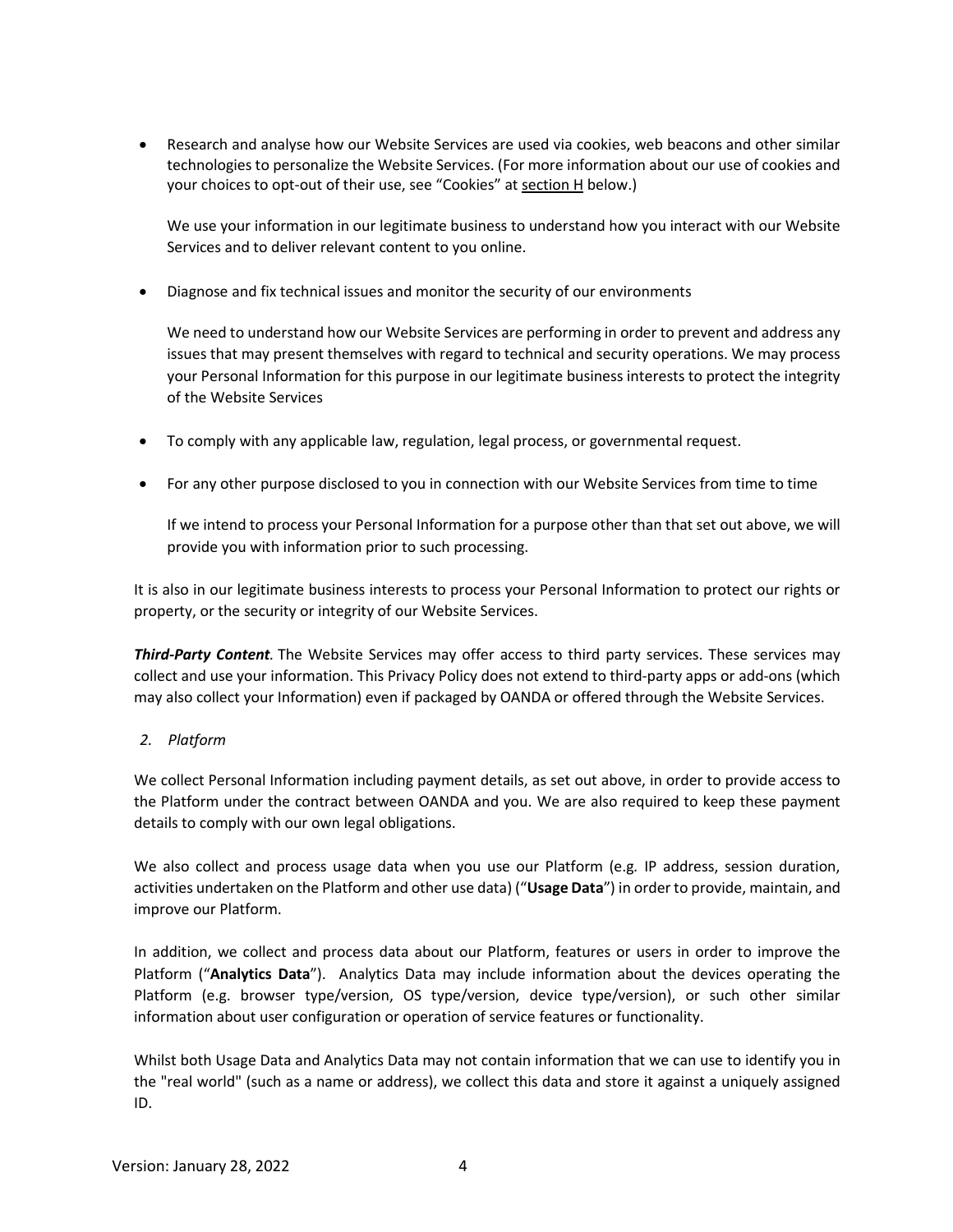- Research and analyse how our Website Services are used via cookies, web beacons and other similar technologies to personalize the Website Services. (For more information about our use of cookies and your choices to opt-out of their use, see "Cookies" at section H below.)

  We use your information in our legitimate business to understand how you interact with our Website Services and to deliver relevant content to you online.

- Diagnose and fix technical issues and monitor the security of our environments

  We need to understand how our Website Services are performing in order to prevent and address any issues that may present themselves with regard to technical and security operations. We may process your Personal Information for this purpose in our legitimate business interests to protect the integrity of the Website Services

- To comply with any applicable law, regulation, legal process, or governmental request.

- For any other purpose disclosed to you in connection with our Website Services from time to time

  If we intend to process your Personal Information for a purpose other than that set out above, we will provide you with information prior to such processing.

It is also in our legitimate business interests to process your Personal Information to protect our rights or property, or the security or integrity of our Website Services.

***Third-Party Content***. The Website Services may offer access to third party services. These services may collect and use your information. This Privacy Policy does not extend to third-party apps or add-ons (which may also collect your Information) even if packaged by OANDA or offered through the Website Services.

*2. Platform*

We collect Personal Information including payment details, as set out above, in order to provide access to the Platform under the contract between OANDA and you. We are also required to keep these payment details to comply with our own legal obligations.

We also collect and process usage data when you use our Platform (e.g. IP address, session duration, activities undertaken on the Platform and other use data) ("**Usage Data**") in order to provide, maintain, and improve our Platform.

In addition, we collect and process data about our Platform, features or users in order to improve the Platform ("**Analytics Data**"). Analytics Data may include information about the devices operating the Platform (e.g. browser type/version, OS type/version, device type/version), or such other similar information about user configuration or operation of service features or functionality.

Whilst both Usage Data and Analytics Data may not contain information that we can use to identify you in the "real world" (such as a name or address), we collect this data and store it against a uniquely assigned ID.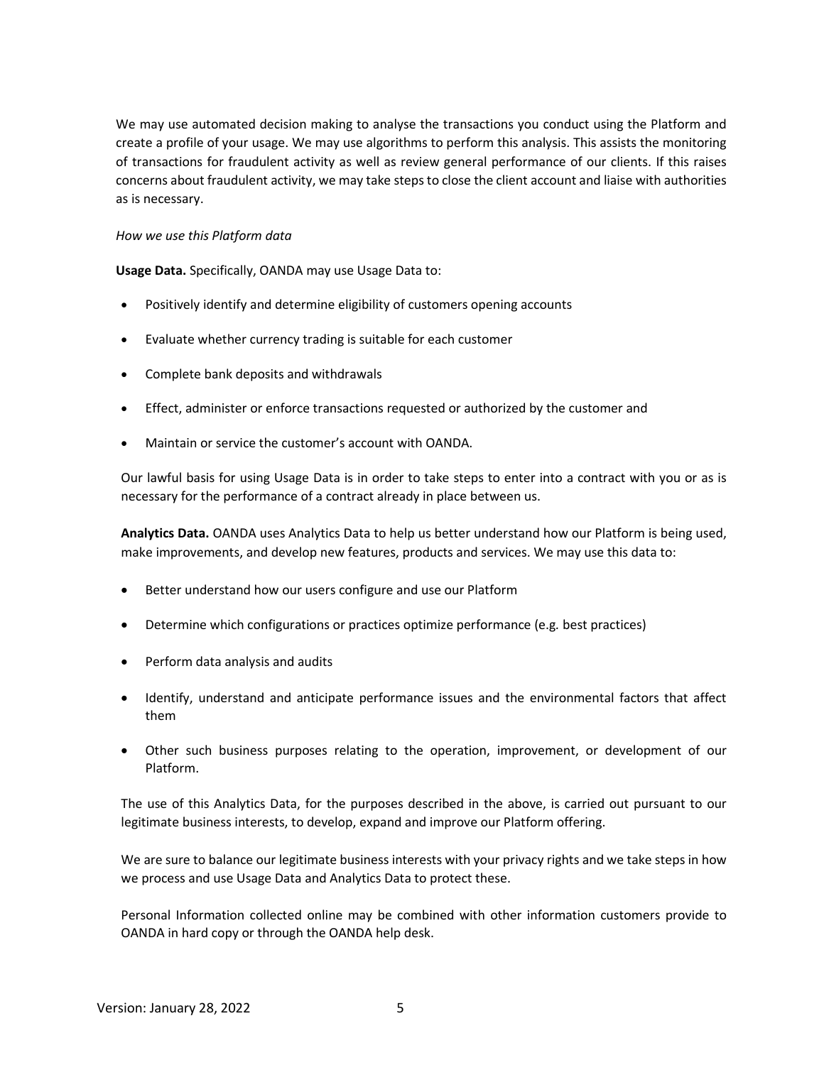We may use automated decision making to analyse the transactions you conduct using the Platform and create a profile of your usage. We may use algorithms to perform this analysis. This assists the monitoring of transactions for fraudulent activity as well as review general performance of our clients. If this raises concerns about fraudulent activity, we may take steps to close the client account and liaise with authorities as is necessary.

*How we use this Platform data*

**Usage Data.** Specifically, OANDA may use Usage Data to:

- Positively identify and determine eligibility of customers opening accounts
- Evaluate whether currency trading is suitable for each customer
- Complete bank deposits and withdrawals
- Effect, administer or enforce transactions requested or authorized by the customer and
- Maintain or service the customer's account with OANDA.

Our lawful basis for using Usage Data is in order to take steps to enter into a contract with you or as is necessary for the performance of a contract already in place between us.

**Analytics Data.** OANDA uses Analytics Data to help us better understand how our Platform is being used, make improvements, and develop new features, products and services. We may use this data to:

- Better understand how our users configure and use our Platform
- Determine which configurations or practices optimize performance (e.g. best practices)
- Perform data analysis and audits
- Identify, understand and anticipate performance issues and the environmental factors that affect them
- Other such business purposes relating to the operation, improvement, or development of our Platform.

The use of this Analytics Data, for the purposes described in the above, is carried out pursuant to our legitimate business interests, to develop, expand and improve our Platform offering.

We are sure to balance our legitimate business interests with your privacy rights and we take steps in how we process and use Usage Data and Analytics Data to protect these.

Personal Information collected online may be combined with other information customers provide to OANDA in hard copy or through the OANDA help desk.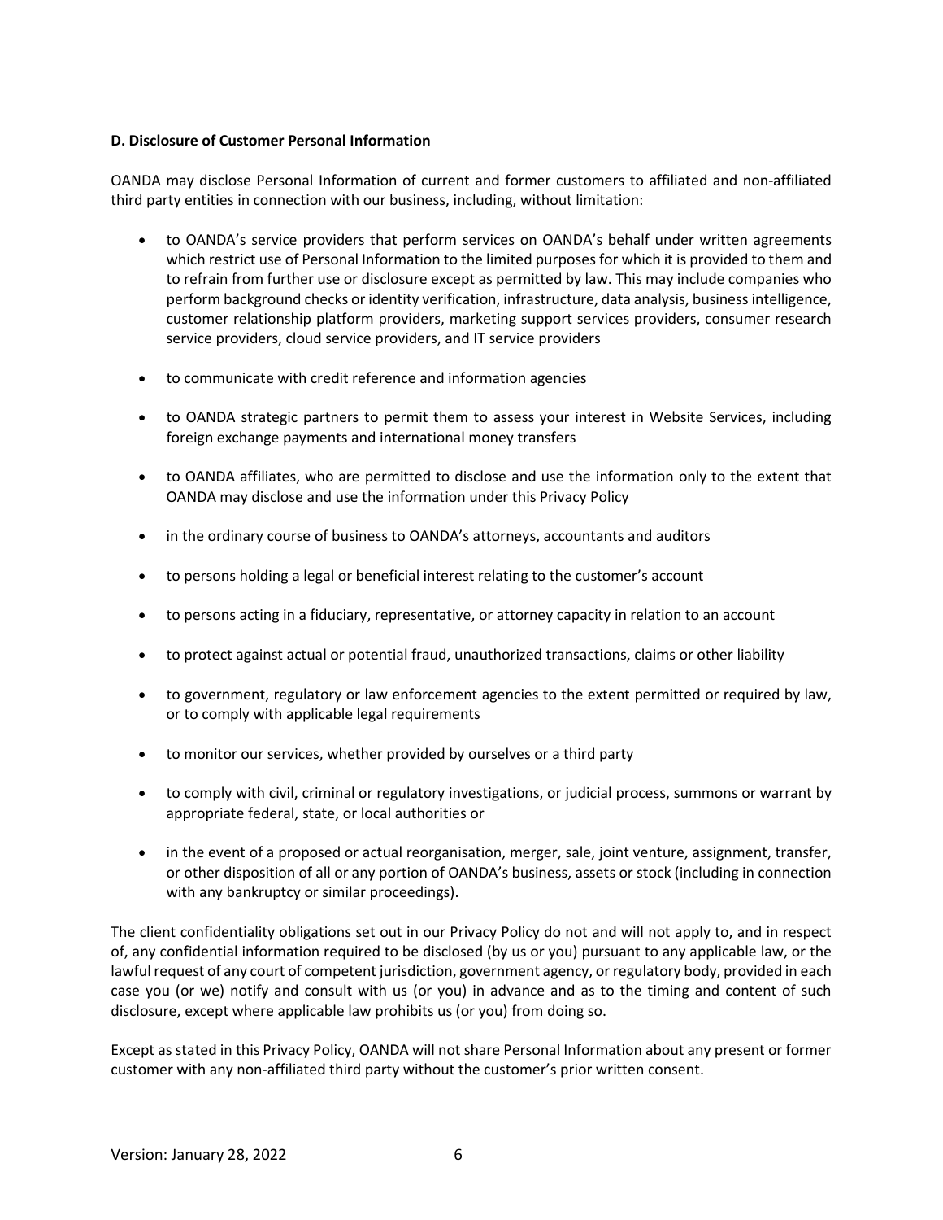**D. Disclosure of Customer Personal Information**

OANDA may disclose Personal Information of current and former customers to affiliated and non-affiliated third party entities in connection with our business, including, without limitation:

- to OANDA's service providers that perform services on OANDA's behalf under written agreements which restrict use of Personal Information to the limited purposes for which it is provided to them and to refrain from further use or disclosure except as permitted by law. This may include companies who perform background checks or identity verification, infrastructure, data analysis, business intelligence, customer relationship platform providers, marketing support services providers, consumer research service providers, cloud service providers, and IT service providers
- to communicate with credit reference and information agencies
- to OANDA strategic partners to permit them to assess your interest in Website Services, including foreign exchange payments and international money transfers
- to OANDA affiliates, who are permitted to disclose and use the information only to the extent that OANDA may disclose and use the information under this Privacy Policy
- in the ordinary course of business to OANDA's attorneys, accountants and auditors
- to persons holding a legal or beneficial interest relating to the customer's account
- to persons acting in a fiduciary, representative, or attorney capacity in relation to an account
- to protect against actual or potential fraud, unauthorized transactions, claims or other liability
- to government, regulatory or law enforcement agencies to the extent permitted or required by law, or to comply with applicable legal requirements
- to monitor our services, whether provided by ourselves or a third party
- to comply with civil, criminal or regulatory investigations, or judicial process, summons or warrant by appropriate federal, state, or local authorities or
- in the event of a proposed or actual reorganisation, merger, sale, joint venture, assignment, transfer, or other disposition of all or any portion of OANDA's business, assets or stock (including in connection with any bankruptcy or similar proceedings).

The client confidentiality obligations set out in our Privacy Policy do not and will not apply to, and in respect of, any confidential information required to be disclosed (by us or you) pursuant to any applicable law, or the lawful request of any court of competent jurisdiction, government agency, or regulatory body, provided in each case you (or we) notify and consult with us (or you) in advance and as to the timing and content of such disclosure, except where applicable law prohibits us (or you) from doing so.

Except as stated in this Privacy Policy, OANDA will not share Personal Information about any present or former customer with any non-affiliated third party without the customer's prior written consent.

Version: January 28, 2022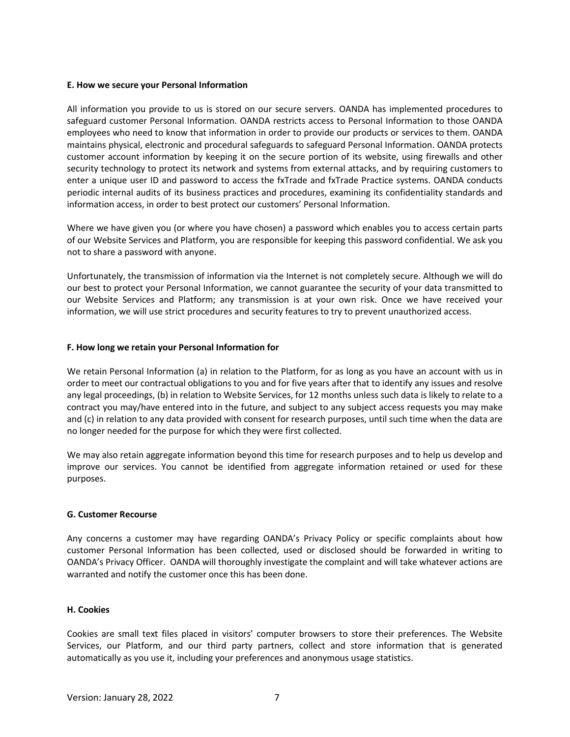**E. How we secure your Personal Information**

All information you provide to us is stored on our secure servers. OANDA has implemented procedures to safeguard customer Personal Information. OANDA restricts access to Personal Information to those OANDA employees who need to know that information in order to provide our products or services to them. OANDA maintains physical, electronic and procedural safeguards to safeguard Personal Information. OANDA protects customer account information by keeping it on the secure portion of its website, using firewalls and other security technology to protect its network and systems from external attacks, and by requiring customers to enter a unique user ID and password to access the fxTrade and fxTrade Practice systems. OANDA conducts periodic internal audits of its business practices and procedures, examining its confidentiality standards and information access, in order to best protect our customers' Personal Information.

Where we have given you (or where you have chosen) a password which enables you to access certain parts of our Website Services and Platform, you are responsible for keeping this password confidential. We ask you not to share a password with anyone.

Unfortunately, the transmission of information via the Internet is not completely secure. Although we will do our best to protect your Personal Information, we cannot guarantee the security of your data transmitted to our Website Services and Platform; any transmission is at your own risk. Once we have received your information, we will use strict procedures and security features to try to prevent unauthorized access.

**F. How long we retain your Personal Information for**

We retain Personal Information (a) in relation to the Platform, for as long as you have an account with us in order to meet our contractual obligations to you and for five years after that to identify any issues and resolve any legal proceedings, (b) in relation to Website Services, for 12 months unless such data is likely to relate to a contract you may/have entered into in the future, and subject to any subject access requests you may make and (c) in relation to any data provided with consent for research purposes, until such time when the data are no longer needed for the purpose for which they were first collected.

We may also retain aggregate information beyond this time for research purposes and to help us develop and improve our services. You cannot be identified from aggregate information retained or used for these purposes.

**G. Customer Recourse**

Any concerns a customer may have regarding OANDA's Privacy Policy or specific complaints about how customer Personal Information has been collected, used or disclosed should be forwarded in writing to OANDA's Privacy Officer. OANDA will thoroughly investigate the complaint and will take whatever actions are warranted and notify the customer once this has been done.

**H. Cookies**

Cookies are small text files placed in visitors' computer browsers to store their preferences. The Website Services, our Platform, and our third party partners, collect and store information that is generated automatically as you use it, including your preferences and anonymous usage statistics.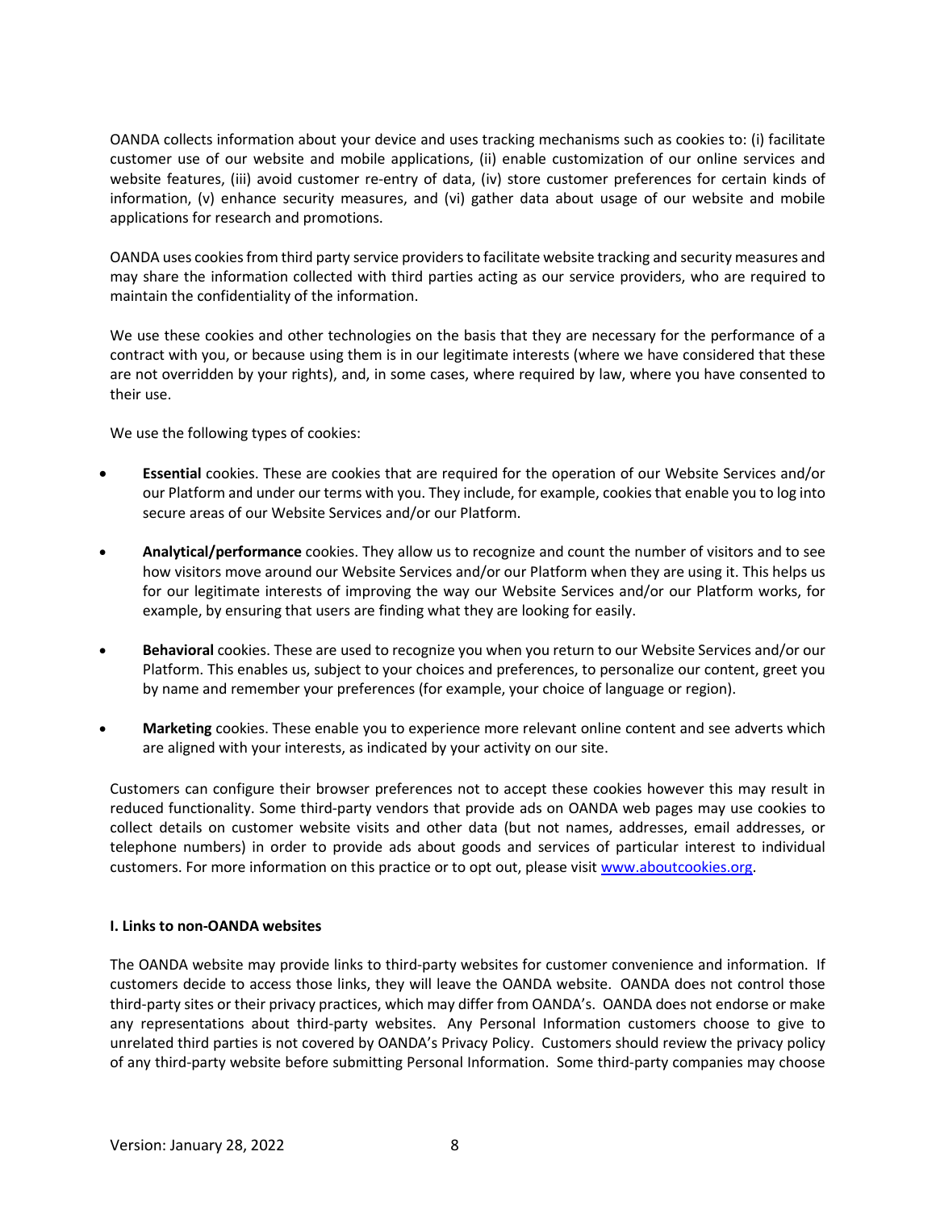OANDA collects information about your device and uses tracking mechanisms such as cookies to: (i) facilitate customer use of our website and mobile applications, (ii) enable customization of our online services and website features, (iii) avoid customer re-entry of data, (iv) store customer preferences for certain kinds of information, (v) enhance security measures, and (vi) gather data about usage of our website and mobile applications for research and promotions.

OANDA uses cookies from third party service providers to facilitate website tracking and security measures and may share the information collected with third parties acting as our service providers, who are required to maintain the confidentiality of the information.

We use these cookies and other technologies on the basis that they are necessary for the performance of a contract with you, or because using them is in our legitimate interests (where we have considered that these are not overridden by your rights), and, in some cases, where required by law, where you have consented to their use.

We use the following types of cookies:

- **Essential** cookies. These are cookies that are required for the operation of our Website Services and/or our Platform and under our terms with you. They include, for example, cookies that enable you to log into secure areas of our Website Services and/or our Platform.
- **Analytical/performance** cookies. They allow us to recognize and count the number of visitors and to see how visitors move around our Website Services and/or our Platform when they are using it. This helps us for our legitimate interests of improving the way our Website Services and/or our Platform works, for example, by ensuring that users are finding what they are looking for easily.
- **Behavioral** cookies. These are used to recognize you when you return to our Website Services and/or our Platform. This enables us, subject to your choices and preferences, to personalize our content, greet you by name and remember your preferences (for example, your choice of language or region).
- **Marketing** cookies. These enable you to experience more relevant online content and see adverts which are aligned with your interests, as indicated by your activity on our site.

Customers can configure their browser preferences not to accept these cookies however this may result in reduced functionality. Some third-party vendors that provide ads on OANDA web pages may use cookies to collect details on customer website visits and other data (but not names, addresses, email addresses, or telephone numbers) in order to provide ads about goods and services of particular interest to individual customers. For more information on this practice or to opt out, please visit www.aboutcookies.org.

**I. Links to non-OANDA websites**

The OANDA website may provide links to third-party websites for customer convenience and information. If customers decide to access those links, they will leave the OANDA website. OANDA does not control those third-party sites or their privacy practices, which may differ from OANDA's. OANDA does not endorse or make any representations about third-party websites. Any Personal Information customers choose to give to unrelated third parties is not covered by OANDA's Privacy Policy. Customers should review the privacy policy of any third-party website before submitting Personal Information. Some third-party companies may choose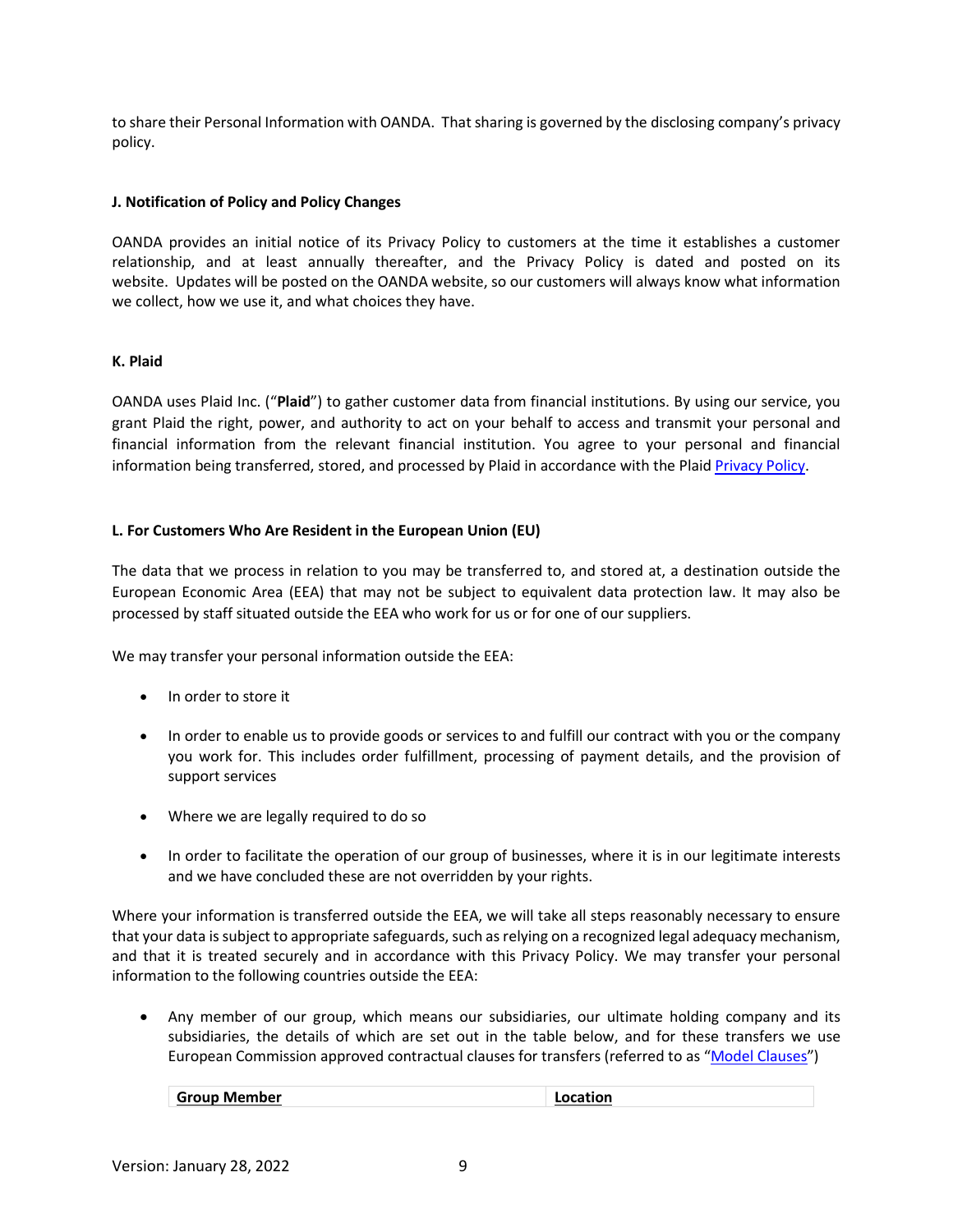to share their Personal Information with OANDA. That sharing is governed by the disclosing company's privacy policy.

**J. Notification of Policy and Policy Changes**

OANDA provides an initial notice of its Privacy Policy to customers at the time it establishes a customer relationship, and at least annually thereafter, and the Privacy Policy is dated and posted on its website. Updates will be posted on the OANDA website, so our customers will always know what information we collect, how we use it, and what choices they have.

**K. Plaid**

OANDA uses Plaid Inc. ("**Plaid**") to gather customer data from financial institutions. By using our service, you grant Plaid the right, power, and authority to act on your behalf to access and transmit your personal and financial information from the relevant financial institution. You agree to your personal and financial information being transferred, stored, and processed by Plaid in accordance with the Plaid Privacy Policy.

**L. For Customers Who Are Resident in the European Union (EU)**

The data that we process in relation to you may be transferred to, and stored at, a destination outside the European Economic Area (EEA) that may not be subject to equivalent data protection law. It may also be processed by staff situated outside the EEA who work for us or for one of our suppliers.

We may transfer your personal information outside the EEA:

- In order to store it
- In order to enable us to provide goods or services to and fulfill our contract with you or the company you work for. This includes order fulfillment, processing of payment details, and the provision of support services
- Where we are legally required to do so
- In order to facilitate the operation of our group of businesses, where it is in our legitimate interests and we have concluded these are not overridden by your rights.

Where your information is transferred outside the EEA, we will take all steps reasonably necessary to ensure that your data is subject to appropriate safeguards, such as relying on a recognized legal adequacy mechanism, and that it is treated securely and in accordance with this Privacy Policy. We may transfer your personal information to the following countries outside the EEA:

- Any member of our group, which means our subsidiaries, our ultimate holding company and its subsidiaries, the details of which are set out in the table below, and for these transfers we use European Commission approved contractual clauses for transfers (referred to as "Model Clauses")

| Group Member | Location |
| --- | --- |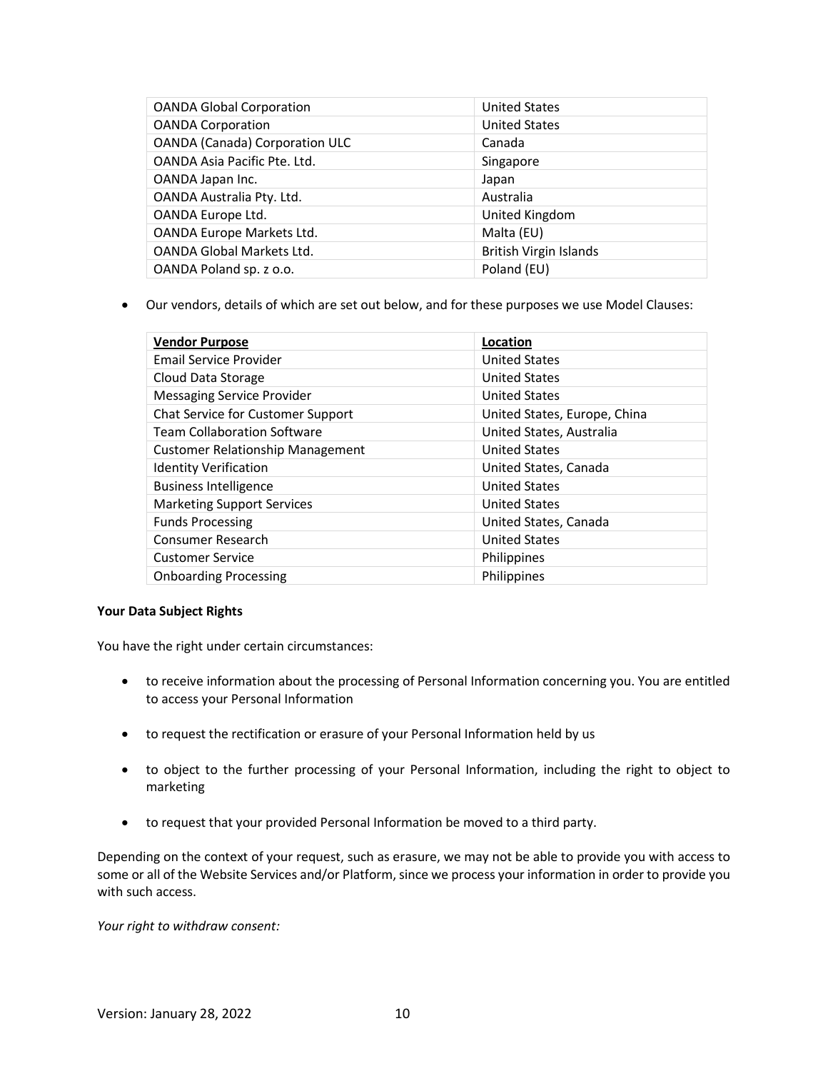| OANDA Global Corporation | United States |
| --- | --- |
| OANDA Corporation | United States |
| OANDA (Canada) Corporation ULC | Canada |
| OANDA Asia Pacific Pte. Ltd. | Singapore |
| OANDA Japan Inc. | Japan |
| OANDA Australia Pty. Ltd. | Australia |
| OANDA Europe Ltd. | United Kingdom |
| OANDA Europe Markets Ltd. | Malta (EU) |
| OANDA Global Markets Ltd. | British Virgin Islands |
| OANDA Poland sp. z o.o. | Poland (EU) |

- Our vendors, details of which are set out below, and for these purposes we use Model Clauses:

| Vendor Purpose | Location |
| --- | --- |
| Email Service Provider | United States |
| Cloud Data Storage | United States |
| Messaging Service Provider | United States |
| Chat Service for Customer Support | United States, Europe, China |
| Team Collaboration Software | United States, Australia |
| Customer Relationship Management | United States |
| Identity Verification | United States, Canada |
| Business Intelligence | United States |
| Marketing Support Services | United States |
| Funds Processing | United States, Canada |
| Consumer Research | United States |
| Customer Service | Philippines |
| Onboarding Processing | Philippines |

**Your Data Subject Rights**

You have the right under certain circumstances:

- to receive information about the processing of Personal Information concerning you. You are entitled to access your Personal Information

- to request the rectification or erasure of your Personal Information held by us

- to object to the further processing of your Personal Information, including the right to object to marketing

- to request that your provided Personal Information be moved to a third party.

Depending on the context of your request, such as erasure, we may not be able to provide you with access to some or all of the Website Services and/or Platform, since we process your information in order to provide you with such access.

*Your right to withdraw consent:*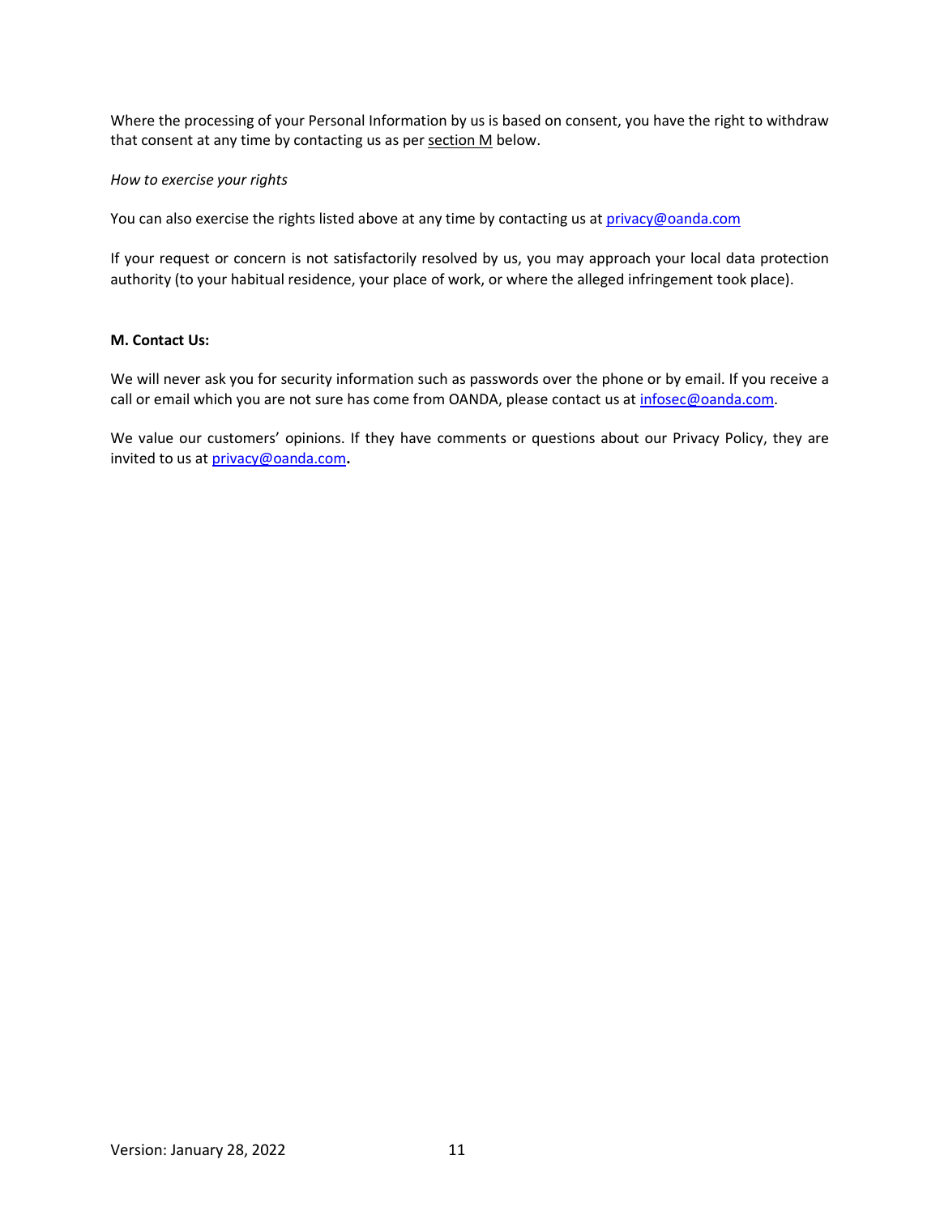Where the processing of your Personal Information by us is based on consent, you have the right to withdraw that consent at any time by contacting us as per section M below.

*How to exercise your rights*

You can also exercise the rights listed above at any time by contacting us at privacy@oanda.com

If your request or concern is not satisfactorily resolved by us, you may approach your local data protection authority (to your habitual residence, your place of work, or where the alleged infringement took place).

**M. Contact Us:**

We will never ask you for security information such as passwords over the phone or by email. If you receive a call or email which you are not sure has come from OANDA, please contact us at infosec@oanda.com.

We value our customers' opinions. If they have comments or questions about our Privacy Policy, they are invited to us at privacy@oanda.com**.**

Version: January 28, 2022